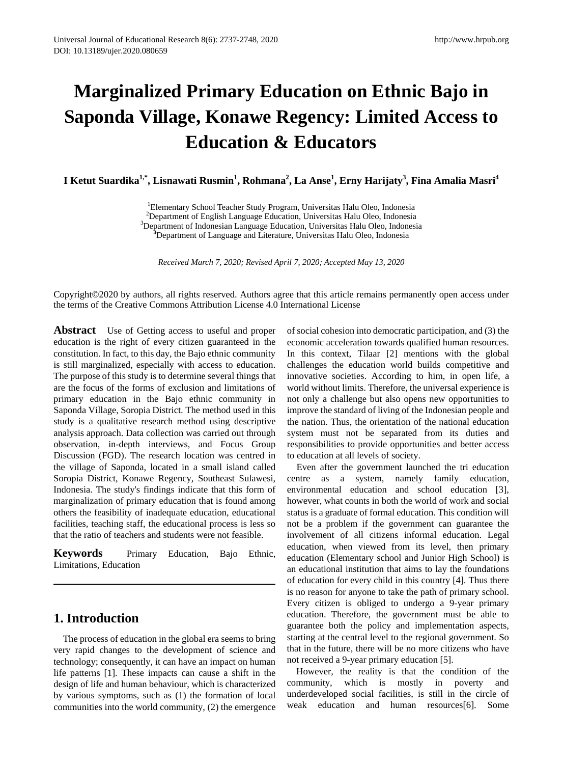# Marginalized Primary Education on Ethnic Bajo in Saponda Village, Konawe Regency: Limited Access to Education & Educators

**I Ketut Suardika[1,*], Lisnawati Rusmin[1], Rohmana[2], La Anse[1], Erny Harijaty[3], Fina Amalia Masri[4]**

[1]Elementary School Teacher Study Program, Universitas Halu Oleo, Indonesia
[2]Department of English Language Education, Universitas Halu Oleo, Indonesia
[3]Department of Indonesian Language Education, Universitas Halu Oleo, Indonesia
[4]Department of Language and Literature, Universitas Halu Oleo, Indonesia

*Received March 7, 2020; Revised April 7, 2020; Accepted May 13, 2020*

Copyright©2020 by authors, all rights reserved. Authors agree that this article remains permanently open access under the terms of the Creative Commons Attribution License 4.0 International License

**Abstract** Use of Getting access to useful and proper education is the right of every citizen guaranteed in the constitution. In fact, to this day, the Bajo ethnic community is still marginalized, especially with access to education. The purpose of this study is to determine several things that are the focus of the forms of exclusion and limitations of primary education in the Bajo ethnic community in Saponda Village, Soropia District. The method used in this study is a qualitative research method using descriptive analysis approach. Data collection was carried out through observation, in-depth interviews, and Focus Group Discussion (FGD). The research location was centred in the village of Saponda, located in a small island called Soropia District, Konawe Regency, Southeast Sulawesi, Indonesia. The study's findings indicate that this form of marginalization of primary education that is found among others the feasibility of inadequate education, educational facilities, teaching staff, the educational process is less so that the ratio of teachers and students were not feasible.

**Keywords** Primary Education, Bajo Ethnic, Limitations, Education

## 1. Introduction

The process of education in the global era seems to bring very rapid changes to the development of science and technology; consequently, it can have an impact on human life patterns [1]. These impacts can cause a shift in the design of life and human behaviour, which is characterized by various symptoms, such as (1) the formation of local communities into the world community, (2) the emergence of social cohesion into democratic participation, and (3) the economic acceleration towards qualified human resources. In this context, Tilaar [2] mentions with the global challenges the education world builds competitive and innovative societies. According to him, in open life, a world without limits. Therefore, the universal experience is not only a challenge but also opens new opportunities to improve the standard of living of the Indonesian people and the nation. Thus, the orientation of the national education system must not be separated from its duties and responsibilities to provide opportunities and better access to education at all levels of society.

Even after the government launched the tri education centre as a system, namely family education, environmental education and school education [3], however, what counts in both the world of work and social status is a graduate of formal education. This condition will not be a problem if the government can guarantee the involvement of all citizens informal education. Legal education, when viewed from its level, then primary education (Elementary school and Junior High School) is an educational institution that aims to lay the foundations of education for every child in this country [4]. Thus there is no reason for anyone to take the path of primary school. Every citizen is obliged to undergo a 9-year primary education. Therefore, the government must be able to guarantee both the policy and implementation aspects, starting at the central level to the regional government. So that in the future, there will be no more citizens who have not received a 9-year primary education [5].

However, the reality is that the condition of the community, which is mostly in poverty and underdeveloped social facilities, is still in the circle of weak education and human resources[6]. Some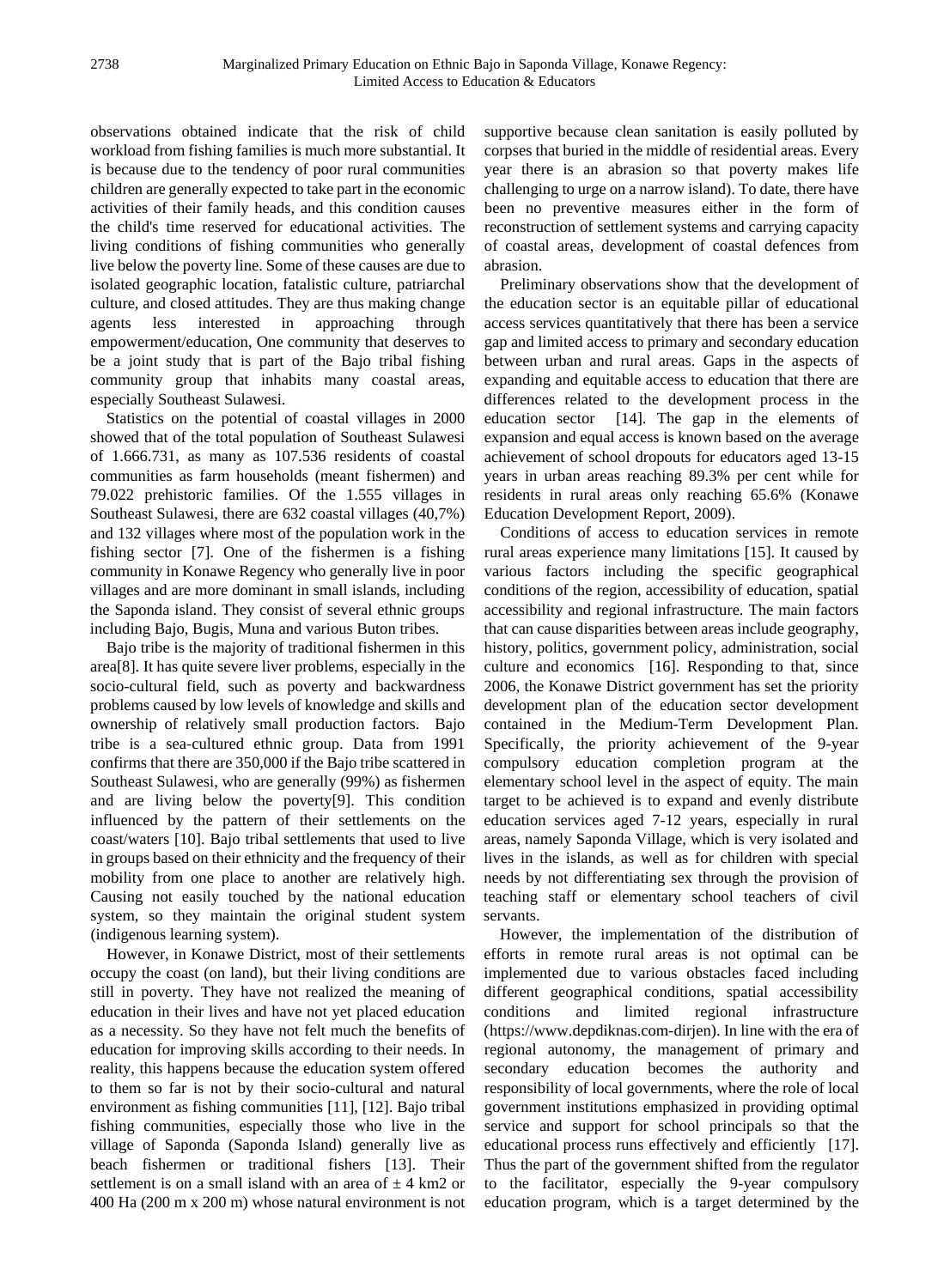observations obtained indicate that the risk of child workload from fishing families is much more substantial. It is because due to the tendency of poor rural communities children are generally expected to take part in the economic activities of their family heads, and this condition causes the child's time reserved for educational activities. The living conditions of fishing communities who generally live below the poverty line. Some of these causes are due to isolated geographic location, fatalistic culture, patriarchal culture, and closed attitudes. They are thus making change agents less interested in approaching through empowerment/education, One community that deserves to be a joint study that is part of the Bajo tribal fishing community group that inhabits many coastal areas, especially Southeast Sulawesi.

Statistics on the potential of coastal villages in 2000 showed that of the total population of Southeast Sulawesi of 1.666.731, as many as 107.536 residents of coastal communities as farm households (meant fishermen) and 79.022 prehistoric families. Of the 1.555 villages in Southeast Sulawesi, there are 632 coastal villages (40,7%) and 132 villages where most of the population work in the fishing sector [7]. One of the fishermen is a fishing community in Konawe Regency who generally live in poor villages and are more dominant in small islands, including the Saponda island. They consist of several ethnic groups including Bajo, Bugis, Muna and various Buton tribes.

Bajo tribe is the majority of traditional fishermen in this area[8]. It has quite severe liver problems, especially in the socio-cultural field, such as poverty and backwardness problems caused by low levels of knowledge and skills and ownership of relatively small production factors. Bajo tribe is a sea-cultured ethnic group. Data from 1991 confirms that there are 350,000 if the Bajo tribe scattered in Southeast Sulawesi, who are generally (99%) as fishermen and are living below the poverty[9]. This condition influenced by the pattern of their settlements on the coast/waters [10]. Bajo tribal settlements that used to live in groups based on their ethnicity and the frequency of their mobility from one place to another are relatively high. Causing not easily touched by the national education system, so they maintain the original student system (indigenous learning system).

However, in Konawe District, most of their settlements occupy the coast (on land), but their living conditions are still in poverty. They have not realized the meaning of education in their lives and have not yet placed education as a necessity. So they have not felt much the benefits of education for improving skills according to their needs. In reality, this happens because the education system offered to them so far is not by their socio-cultural and natural environment as fishing communities [11], [12]. Bajo tribal fishing communities, especially those who live in the village of Saponda (Saponda Island) generally live as beach fishermen or traditional fishers [13]. Their settlement is on a small island with an area of ± 4 km2 or 400 Ha (200 m x 200 m) whose natural environment is not supportive because clean sanitation is easily polluted by corpses that buried in the middle of residential areas. Every year there is an abrasion so that poverty makes life challenging to urge on a narrow island). To date, there have been no preventive measures either in the form of reconstruction of settlement systems and carrying capacity of coastal areas, development of coastal defences from abrasion.

Preliminary observations show that the development of the education sector is an equitable pillar of educational access services quantitatively that there has been a service gap and limited access to primary and secondary education between urban and rural areas. Gaps in the aspects of expanding and equitable access to education that there are differences related to the development process in the education sector [14]. The gap in the elements of expansion and equal access is known based on the average achievement of school dropouts for educators aged 13-15 years in urban areas reaching 89.3% per cent while for residents in rural areas only reaching 65.6% (Konawe Education Development Report, 2009).

Conditions of access to education services in remote rural areas experience many limitations [15]. It caused by various factors including the specific geographical conditions of the region, accessibility of education, spatial accessibility and regional infrastructure. The main factors that can cause disparities between areas include geography, history, politics, government policy, administration, social culture and economics [16]. Responding to that, since 2006, the Konawe District government has set the priority development plan of the education sector development contained in the Medium-Term Development Plan. Specifically, the priority achievement of the 9-year compulsory education completion program at the elementary school level in the aspect of equity. The main target to be achieved is to expand and evenly distribute education services aged 7-12 years, especially in rural areas, namely Saponda Village, which is very isolated and lives in the islands, as well as for children with special needs by not differentiating sex through the provision of teaching staff or elementary school teachers of civil servants.

However, the implementation of the distribution of efforts in remote rural areas is not optimal can be implemented due to various obstacles faced including different geographical conditions, spatial accessibility conditions and limited regional infrastructure (https://www.depdiknas.com-dirjen). In line with the era of regional autonomy, the management of primary and secondary education becomes the authority and responsibility of local governments, where the role of local government institutions emphasized in providing optimal service and support for school principals so that the educational process runs effectively and efficiently [17]. Thus the part of the government shifted from the regulator to the facilitator, especially the 9-year compulsory education program, which is a target determined by the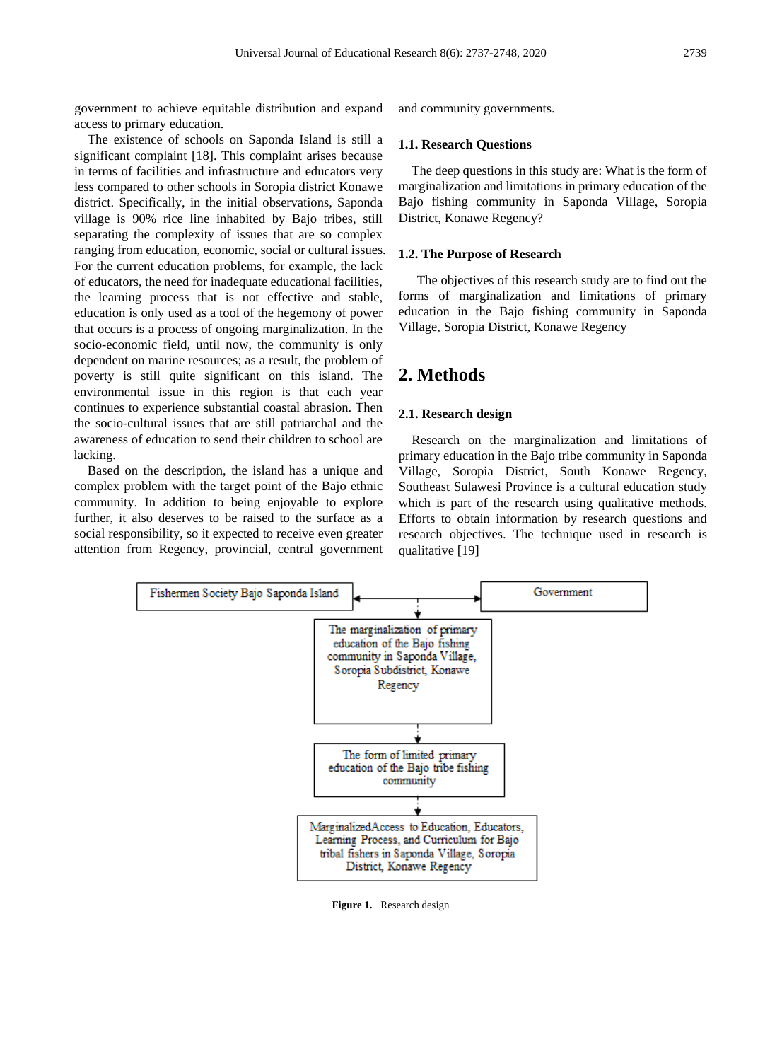government to achieve equitable distribution and expand access to primary education.

The existence of schools on Saponda Island is still a significant complaint [18]. This complaint arises because in terms of facilities and infrastructure and educators very less compared to other schools in Soropia district Konawe district. Specifically, in the initial observations, Saponda village is 90% rice line inhabited by Bajo tribes, still separating the complexity of issues that are so complex ranging from education, economic, social or cultural issues. For the current education problems, for example, the lack of educators, the need for inadequate educational facilities, the learning process that is not effective and stable, education is only used as a tool of the hegemony of power that occurs is a process of ongoing marginalization. In the socio-economic field, until now, the community is only dependent on marine resources; as a result, the problem of poverty is still quite significant on this island. The environmental issue in this region is that each year continues to experience substantial coastal abrasion. Then the socio-cultural issues that are still patriarchal and the awareness of education to send their children to school are lacking.

Based on the description, the island has a unique and complex problem with the target point of the Bajo ethnic community. In addition to being enjoyable to explore further, it also deserves to be raised to the surface as a social responsibility, so it expected to receive even greater attention from Regency, provincial, central government and community governments.

### 1.1. Research Questions

The deep questions in this study are: What is the form of marginalization and limitations in primary education of the Bajo fishing community in Saponda Village, Soropia District, Konawe Regency?

### 1.2. The Purpose of Research

The objectives of this research study are to find out the forms of marginalization and limitations of primary education in the Bajo fishing community in Saponda Village, Soropia District, Konawe Regency

## 2. Methods

### 2.1. Research design

Research on the marginalization and limitations of primary education in the Bajo tribe community in Saponda Village, Soropia District, South Konawe Regency, Southeast Sulawesi Province is a cultural education study which is part of the research using qualitative methods. Efforts to obtain information by research questions and research objectives. The technique used in research is qualitative [19]

Fishermen Society Bajo Saponda Island ↔ Government

↓

The marginalization of primary education of the Bajo fishing community in Saponda Village, Soropia Subdistrict, Konawe Regency

↓

The form of limited primary education of the Bajo tribe fishing community

↓

MarginalizedAccess to Education, Educators, Learning Process, and Curriculum for Bajo tribal fishers in Saponda Village, Soropia District, Konawe Regency

**Figure 1.** Research design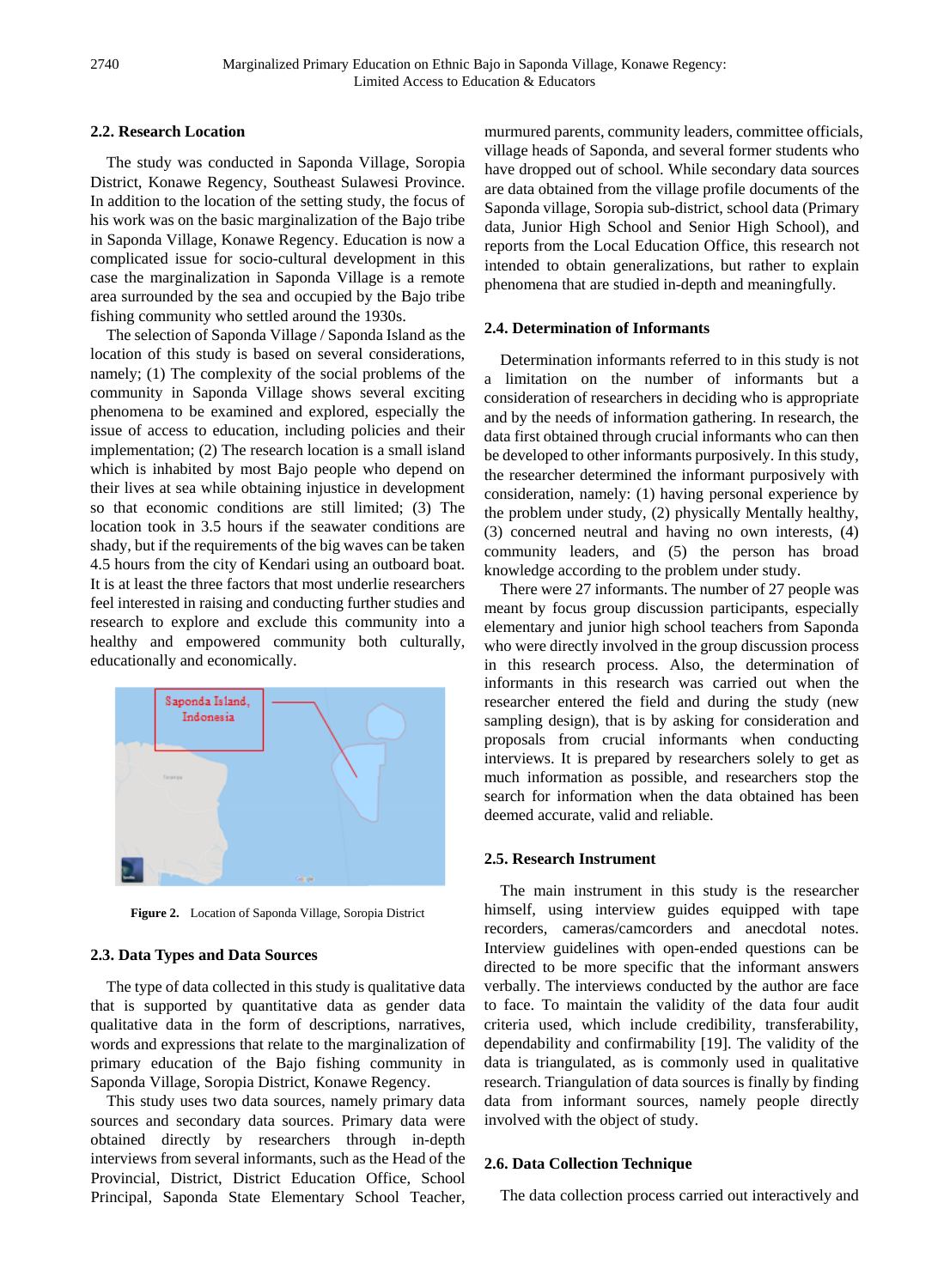### 2.2. Research Location

The study was conducted in Saponda Village, Soropia District, Konawe Regency, Southeast Sulawesi Province. In addition to the location of the setting study, the focus of his work was on the basic marginalization of the Bajo tribe in Saponda Village, Konawe Regency. Education is now a complicated issue for socio-cultural development in this case the marginalization in Saponda Village is a remote area surrounded by the sea and occupied by the Bajo tribe fishing community who settled around the 1930s.

The selection of Saponda Village / Saponda Island as the location of this study is based on several considerations, namely; (1) The complexity of the social problems of the community in Saponda Village shows several exciting phenomena to be examined and explored, especially the issue of access to education, including policies and their implementation; (2) The research location is a small island which is inhabited by most Bajo people who depend on their lives at sea while obtaining injustice in development so that economic conditions are still limited; (3) The location took in 3.5 hours if the seawater conditions are shady, but if the requirements of the big waves can be taken 4.5 hours from the city of Kendari using an outboard boat. It is at least the three factors that most underlie researchers feel interested in raising and conducting further studies and research to explore and exclude this community into a healthy and empowered community both culturally, educationally and economically.

**Figure 2.** Location of Saponda Village, Soropia District

### 2.3. Data Types and Data Sources

The type of data collected in this study is qualitative data that is supported by quantitative data as gender data qualitative data in the form of descriptions, narratives, words and expressions that relate to the marginalization of primary education of the Bajo fishing community in Saponda Village, Soropia District, Konawe Regency.

This study uses two data sources, namely primary data sources and secondary data sources. Primary data were obtained directly by researchers through in-depth interviews from several informants, such as the Head of the Provincial, District, District Education Office, School Principal, Saponda State Elementary School Teacher, murmured parents, community leaders, committee officials, village heads of Saponda, and several former students who have dropped out of school. While secondary data sources are data obtained from the village profile documents of the Saponda village, Soropia sub-district, school data (Primary data, Junior High School and Senior High School), and reports from the Local Education Office, this research not intended to obtain generalizations, but rather to explain phenomena that are studied in-depth and meaningfully.

### 2.4. Determination of Informants

Determination informants referred to in this study is not a limitation on the number of informants but a consideration of researchers in deciding who is appropriate and by the needs of information gathering. In research, the data first obtained through crucial informants who can then be developed to other informants purposively. In this study, the researcher determined the informant purposively with consideration, namely: (1) having personal experience by the problem under study, (2) physically Mentally healthy, (3) concerned neutral and having no own interests, (4) community leaders, and (5) the person has broad knowledge according to the problem under study.

There were 27 informants. The number of 27 people was meant by focus group discussion participants, especially elementary and junior high school teachers from Saponda who were directly involved in the group discussion process in this research process. Also, the determination of informants in this research was carried out when the researcher entered the field and during the study (new sampling design), that is by asking for consideration and proposals from crucial informants when conducting interviews. It is prepared by researchers solely to get as much information as possible, and researchers stop the search for information when the data obtained has been deemed accurate, valid and reliable.

### 2.5. Research Instrument

The main instrument in this study is the researcher himself, using interview guides equipped with tape recorders, cameras/camcorders and anecdotal notes. Interview guidelines with open-ended questions can be directed to be more specific that the informant answers verbally. The interviews conducted by the author are face to face. To maintain the validity of the data four audit criteria used, which include credibility, transferability, dependability and confirmability [19]. The validity of the data is triangulated, as is commonly used in qualitative research. Triangulation of data sources is finally by finding data from informant sources, namely people directly involved with the object of study.

### 2.6. Data Collection Technique

The data collection process carried out interactively and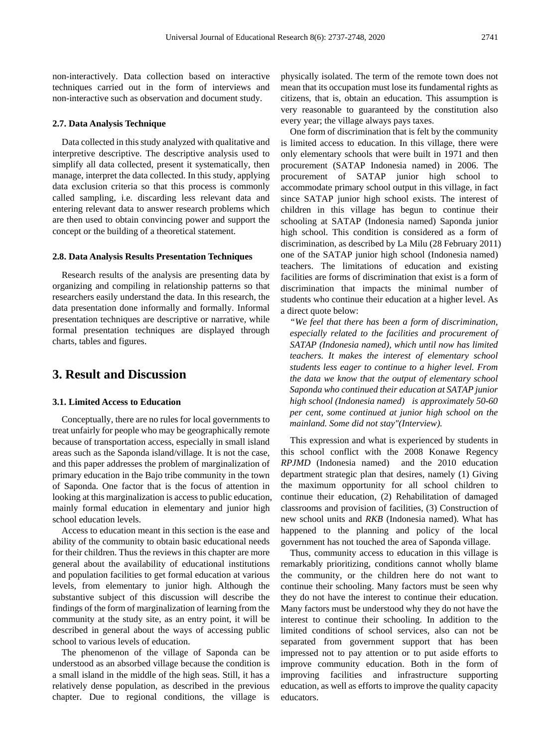non-interactively. Data collection based on interactive techniques carried out in the form of interviews and non-interactive such as observation and document study.

### 2.7. Data Analysis Technique

Data collected in this study analyzed with qualitative and interpretive descriptive. The descriptive analysis used to simplify all data collected, present it systematically, then manage, interpret the data collected. In this study, applying data exclusion criteria so that this process is commonly called sampling, i.e. discarding less relevant data and entering relevant data to answer research problems which are then used to obtain convincing power and support the concept or the building of a theoretical statement.

### 2.8. Data Analysis Results Presentation Techniques

Research results of the analysis are presenting data by organizing and compiling in relationship patterns so that researchers easily understand the data. In this research, the data presentation done informally and formally. Informal presentation techniques are descriptive or narrative, while formal presentation techniques are displayed through charts, tables and figures.

## 3. Result and Discussion

### 3.1. Limited Access to Education

Conceptually, there are no rules for local governments to treat unfairly for people who may be geographically remote because of transportation access, especially in small island areas such as the Saponda island/village. It is not the case, and this paper addresses the problem of marginalization of primary education in the Bajo tribe community in the town of Saponda. One factor that is the focus of attention in looking at this marginalization is access to public education, mainly formal education in elementary and junior high school education levels.

Access to education meant in this section is the ease and ability of the community to obtain basic educational needs for their children. Thus the reviews in this chapter are more general about the availability of educational institutions and population facilities to get formal education at various levels, from elementary to junior high. Although the substantive subject of this discussion will describe the findings of the form of marginalization of learning from the community at the study site, as an entry point, it will be described in general about the ways of accessing public school to various levels of education.

The phenomenon of the village of Saponda can be understood as an absorbed village because the condition is a small island in the middle of the high seas. Still, it has a relatively dense population, as described in the previous chapter. Due to regional conditions, the village is physically isolated. The term of the remote town does not mean that its occupation must lose its fundamental rights as citizens, that is, obtain an education. This assumption is very reasonable to guaranteed by the constitution also every year; the village always pays taxes.

One form of discrimination that is felt by the community is limited access to education. In this village, there were only elementary schools that were built in 1971 and then procurement (SATAP Indonesia named) in 2006. The procurement of SATAP junior high school to accommodate primary school output in this village, in fact since SATAP junior high school exists. The interest of children in this village has begun to continue their schooling at SATAP (Indonesia named) Saponda junior high school. This condition is considered as a form of discrimination, as described by La Milu (28 February 2011) one of the SATAP junior high school (Indonesia named) teachers. The limitations of education and existing facilities are forms of discrimination that exist is a form of discrimination that impacts the minimal number of students who continue their education at a higher level. As a direct quote below:

> *"We feel that there has been a form of discrimination, especially related to the facilities and procurement of SATAP (Indonesia named), which until now has limited teachers. It makes the interest of elementary school students less eager to continue to a higher level. From the data we know that the output of elementary school Saponda who continued their education at SATAP junior high school (Indonesia named) is approximately 50-60 per cent, some continued at junior high school on the mainland. Some did not stay"(Interview).*

This expression and what is experienced by students in this school conflict with the 2008 Konawe Regency *RPJMD* (Indonesia named) and the 2010 education department strategic plan that desires, namely (1) Giving the maximum opportunity for all school children to continue their education, (2) Rehabilitation of damaged classrooms and provision of facilities, (3) Construction of new school units and *RKB* (Indonesia named). What has happened to the planning and policy of the local government has not touched the area of Saponda village.

Thus, community access to education in this village is remarkably prioritizing, conditions cannot wholly blame the community, or the children here do not want to continue their schooling. Many factors must be seen why they do not have the interest to continue their education. Many factors must be understood why they do not have the interest to continue their schooling. In addition to the limited conditions of school services, also can not be separated from government support that has been impressed not to pay attention or to put aside efforts to improve community education. Both in the form of improving facilities and infrastructure supporting education, as well as efforts to improve the quality capacity educators.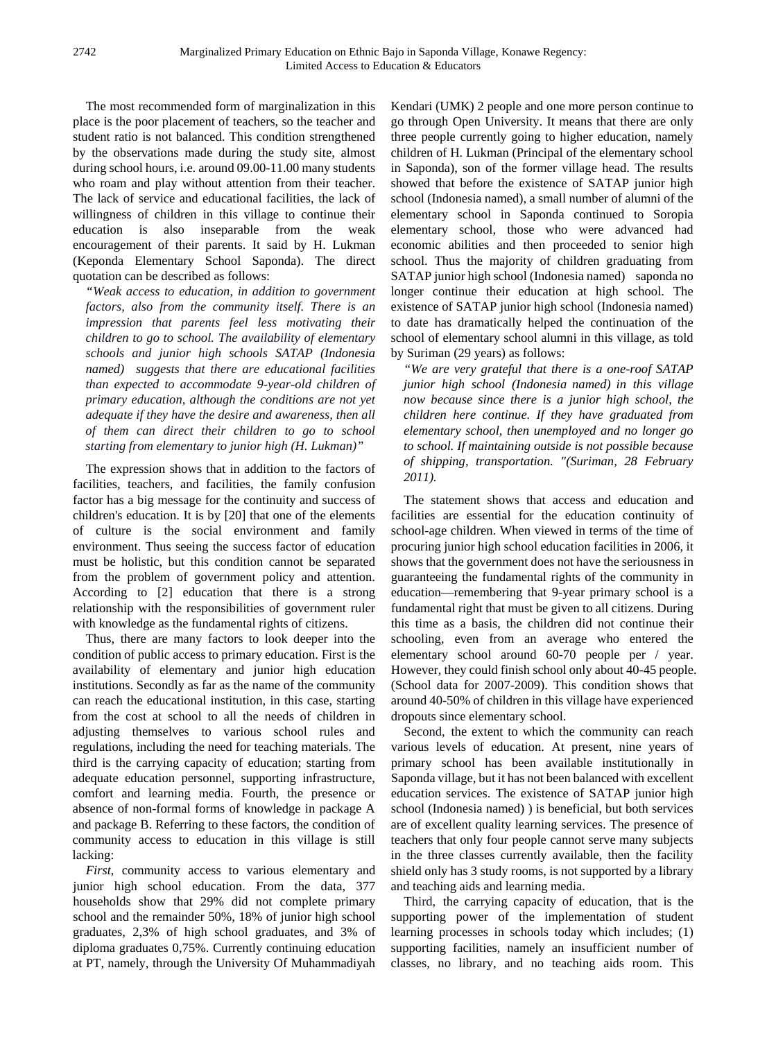The most recommended form of marginalization in this place is the poor placement of teachers, so the teacher and student ratio is not balanced. This condition strengthened by the observations made during the study site, almost during school hours, i.e. around 09.00-11.00 many students who roam and play without attention from their teacher. The lack of service and educational facilities, the lack of willingness of children in this village to continue their education is also inseparable from the weak encouragement of their parents. It said by H. Lukman (Keponda Elementary School Saponda). The direct quotation can be described as follows:

*"Weak access to education, in addition to government factors, also from the community itself. There is an impression that parents feel less motivating their children to go to school. The availability of elementary schools and junior high schools SATAP (Indonesia named) suggests that there are educational facilities than expected to accommodate 9-year-old children of primary education, although the conditions are not yet adequate if they have the desire and awareness, then all of them can direct their children to go to school starting from elementary to junior high (H. Lukman)"*

The expression shows that in addition to the factors of facilities, teachers, and facilities, the family confusion factor has a big message for the continuity and success of children's education. It is by [20] that one of the elements of culture is the social environment and family environment. Thus seeing the success factor of education must be holistic, but this condition cannot be separated from the problem of government policy and attention. According to [2] education that there is a strong relationship with the responsibilities of government ruler with knowledge as the fundamental rights of citizens.

Thus, there are many factors to look deeper into the condition of public access to primary education. First is the availability of elementary and junior high education institutions. Secondly as far as the name of the community can reach the educational institution, in this case, starting from the cost at school to all the needs of children in adjusting themselves to various school rules and regulations, including the need for teaching materials. The third is the carrying capacity of education; starting from adequate education personnel, supporting infrastructure, comfort and learning media. Fourth, the presence or absence of non-formal forms of knowledge in package A and package B. Referring to these factors, the condition of community access to education in this village is still lacking:

*First*, community access to various elementary and junior high school education. From the data, 377 households show that 29% did not complete primary school and the remainder 50%, 18% of junior high school graduates, 2,3% of high school graduates, and 3% of diploma graduates 0,75%. Currently continuing education at PT, namely, through the University Of Muhammadiyah Kendari (UMK) 2 people and one more person continue to go through Open University. It means that there are only three people currently going to higher education, namely children of H. Lukman (Principal of the elementary school in Saponda), son of the former village head. The results showed that before the existence of SATAP junior high school (Indonesia named), a small number of alumni of the elementary school in Saponda continued to Soropia elementary school, those who were advanced had economic abilities and then proceeded to senior high school. Thus the majority of children graduating from SATAP junior high school (Indonesia named) saponda no longer continue their education at high school. The existence of SATAP junior high school (Indonesia named) to date has dramatically helped the continuation of the school of elementary school alumni in this village, as told by Suriman (29 years) as follows:

*"We are very grateful that there is a one-roof SATAP junior high school (Indonesia named) in this village now because since there is a junior high school, the children here continue. If they have graduated from elementary school, then unemployed and no longer go to school. If maintaining outside is not possible because of shipping, transportation. "(Suriman, 28 February 2011).*

The statement shows that access and education and facilities are essential for the education continuity of school-age children. When viewed in terms of the time of procuring junior high school education facilities in 2006, it shows that the government does not have the seriousness in guaranteeing the fundamental rights of the community in education—remembering that 9-year primary school is a fundamental right that must be given to all citizens. During this time as a basis, the children did not continue their schooling, even from an average who entered the elementary school around 60-70 people per / year. However, they could finish school only about 40-45 people. (School data for 2007-2009). This condition shows that around 40-50% of children in this village have experienced dropouts since elementary school.

Second, the extent to which the community can reach various levels of education. At present, nine years of primary school has been available institutionally in Saponda village, but it has not been balanced with excellent education services. The existence of SATAP junior high school (Indonesia named) ) is beneficial, but both services are of excellent quality learning services. The presence of teachers that only four people cannot serve many subjects in the three classes currently available, then the facility shield only has 3 study rooms, is not supported by a library and teaching aids and learning media.

Third, the carrying capacity of education, that is the supporting power of the implementation of student learning processes in schools today which includes; (1) supporting facilities, namely an insufficient number of classes, no library, and no teaching aids room. This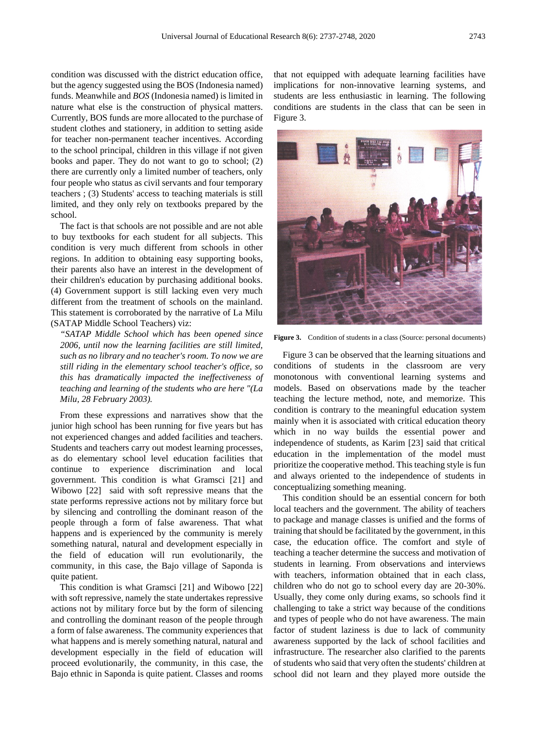condition was discussed with the district education office, but the agency suggested using the BOS (Indonesia named) funds. Meanwhile and *BOS* (Indonesia named) is limited in nature what else is the construction of physical matters. Currently, BOS funds are more allocated to the purchase of student clothes and stationery, in addition to setting aside for teacher non-permanent teacher incentives. According to the school principal, children in this village if not given books and paper. They do not want to go to school; (2) there are currently only a limited number of teachers, only four people who status as civil servants and four temporary teachers ; (3) Students' access to teaching materials is still limited, and they only rely on textbooks prepared by the school.

The fact is that schools are not possible and are not able to buy textbooks for each student for all subjects. This condition is very much different from schools in other regions. In addition to obtaining easy supporting books, their parents also have an interest in the development of their children's education by purchasing additional books. (4) Government support is still lacking even very much different from the treatment of schools on the mainland. This statement is corroborated by the narrative of La Milu (SATAP Middle School Teachers) viz:

> *"SATAP Middle School which has been opened since 2006, until now the learning facilities are still limited, such as no library and no teacher's room. To now we are still riding in the elementary school teacher's office, so this has dramatically impacted the ineffectiveness of teaching and learning of the students who are here "(La Milu, 28 February 2003).*

From these expressions and narratives show that the junior high school has been running for five years but has not experienced changes and added facilities and teachers. Students and teachers carry out modest learning processes, as do elementary school level education facilities that continue to experience discrimination and local government. This condition is what Gramsci [21] and Wibowo [22] said with soft repressive means that the state performs repressive actions not by military force but by silencing and controlling the dominant reason of the people through a form of false awareness. That what happens and is experienced by the community is merely something natural, natural and development especially in the field of education will run evolutionarily, the community, in this case, the Bajo village of Saponda is quite patient.

This condition is what Gramsci [21] and Wibowo [22] with soft repressive, namely the state undertakes repressive actions not by military force but by the form of silencing and controlling the dominant reason of the people through a form of false awareness. The community experiences that what happens and is merely something natural, natural and development especially in the field of education will proceed evolutionarily, the community, in this case, the Bajo ethnic in Saponda is quite patient. Classes and rooms that not equipped with adequate learning facilities have implications for non-innovative learning systems, and students are less enthusiastic in learning. The following conditions are students in the class that can be seen in Figure 3.

**Figure 3.** Condition of students in a class (Source: personal documents)

Figure 3 can be observed that the learning situations and conditions of students in the classroom are very monotonous with conventional learning systems and models. Based on observations made by the teacher teaching the lecture method, note, and memorize. This condition is contrary to the meaningful education system mainly when it is associated with critical education theory which in no way builds the essential power and independence of students, as Karim [23] said that critical education in the implementation of the model must prioritize the cooperative method. This teaching style is fun and always oriented to the independence of students in conceptualizing something meaning.

This condition should be an essential concern for both local teachers and the government. The ability of teachers to package and manage classes is unified and the forms of training that should be facilitated by the government, in this case, the education office. The comfort and style of teaching a teacher determine the success and motivation of students in learning. From observations and interviews with teachers, information obtained that in each class, children who do not go to school every day are 20-30%. Usually, they come only during exams, so schools find it challenging to take a strict way because of the conditions and types of people who do not have awareness. The main factor of student laziness is due to lack of community awareness supported by the lack of school facilities and infrastructure. The researcher also clarified to the parents of students who said that very often the students' children at school did not learn and they played more outside the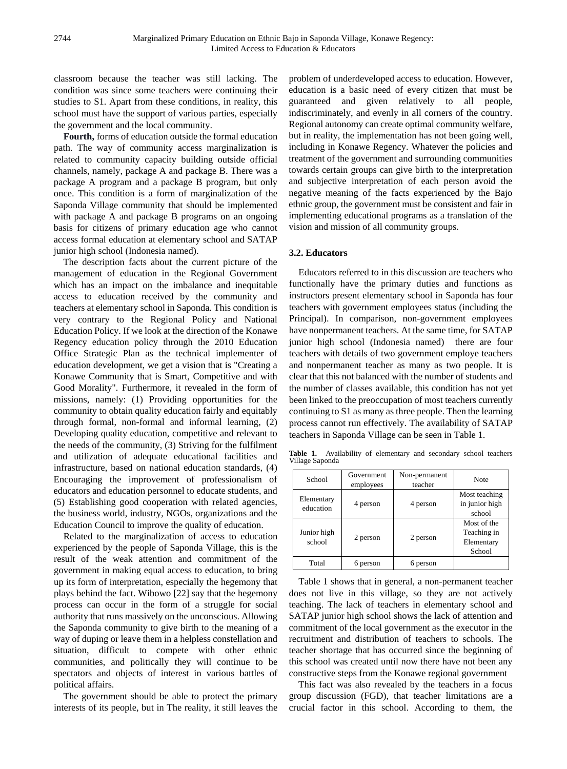classroom because the teacher was still lacking. The condition was since some teachers were continuing their studies to S1. Apart from these conditions, in reality, this school must have the support of various parties, especially the government and the local community.

**Fourth,** forms of education outside the formal education path. The way of community access marginalization is related to community capacity building outside official channels, namely, package A and package B. There was a package A program and a package B program, but only once. This condition is a form of marginalization of the Saponda Village community that should be implemented with package A and package B programs on an ongoing basis for citizens of primary education age who cannot access formal education at elementary school and SATAP junior high school (Indonesia named).

The description facts about the current picture of the management of education in the Regional Government which has an impact on the imbalance and inequitable access to education received by the community and teachers at elementary school in Saponda. This condition is very contrary to the Regional Policy and National Education Policy. If we look at the direction of the Konawe Regency education policy through the 2010 Education Office Strategic Plan as the technical implementer of education development, we get a vision that is "Creating a Konawe Community that is Smart, Competitive and with Good Morality". Furthermore, it revealed in the form of missions, namely: (1) Providing opportunities for the community to obtain quality education fairly and equitably through formal, non-formal and informal learning, (2) Developing quality education, competitive and relevant to the needs of the community, (3) Striving for the fulfilment and utilization of adequate educational facilities and infrastructure, based on national education standards, (4) Encouraging the improvement of professionalism of educators and education personnel to educate students, and (5) Establishing good cooperation with related agencies, the business world, industry, NGOs, organizations and the Education Council to improve the quality of education.

Related to the marginalization of access to education experienced by the people of Saponda Village, this is the result of the weak attention and commitment of the government in making equal access to education, to bring up its form of interpretation, especially the hegemony that plays behind the fact. Wibowo [22] say that the hegemony process can occur in the form of a struggle for social authority that runs massively on the unconscious. Allowing the Saponda community to give birth to the meaning of a way of duping or leave them in a helpless constellation and situation, difficult to compete with other ethnic communities, and politically they will continue to be spectators and objects of interest in various battles of political affairs.

The government should be able to protect the primary interests of its people, but in The reality, it still leaves the problem of underdeveloped access to education. However, education is a basic need of every citizen that must be guaranteed and given relatively to all people, indiscriminately, and evenly in all corners of the country. Regional autonomy can create optimal community welfare, but in reality, the implementation has not been going well, including in Konawe Regency. Whatever the policies and treatment of the government and surrounding communities towards certain groups can give birth to the interpretation and subjective interpretation of each person avoid the negative meaning of the facts experienced by the Bajo ethnic group, the government must be consistent and fair in implementing educational programs as a translation of the vision and mission of all community groups.

### 3.2. Educators

Educators referred to in this discussion are teachers who functionally have the primary duties and functions as instructors present elementary school in Saponda has four teachers with government employees status (including the Principal). In comparison, non-government employees have nonpermanent teachers. At the same time, for SATAP junior high school (Indonesia named) there are four teachers with details of two government employe teachers and nonpermanent teacher as many as two people. It is clear that this not balanced with the number of students and the number of classes available, this condition has not yet been linked to the preoccupation of most teachers currently continuing to S1 as many as three people. Then the learning process cannot run effectively. The availability of SATAP teachers in Saponda Village can be seen in Table 1.

**Table 1.** Availability of elementary and secondary school teachers Village Saponda

| School | Government employees | Non-permanent teacher | Note |
|---|---|---|---|
| Elementary education | 4 person | 4 person | Most teaching in junior high school |
| Junior high school | 2 person | 2 person | Most of the Teaching in Elementary School |
| Total | 6 person | 6 person | |

Table 1 shows that in general, a non-permanent teacher does not live in this village, so they are not actively teaching. The lack of teachers in elementary school and SATAP junior high school shows the lack of attention and commitment of the local government as the executor in the recruitment and distribution of teachers to schools. The teacher shortage that has occurred since the beginning of this school was created until now there have not been any constructive steps from the Konawe regional government

This fact was also revealed by the teachers in a focus group discussion (FGD), that teacher limitations are a crucial factor in this school. According to them, the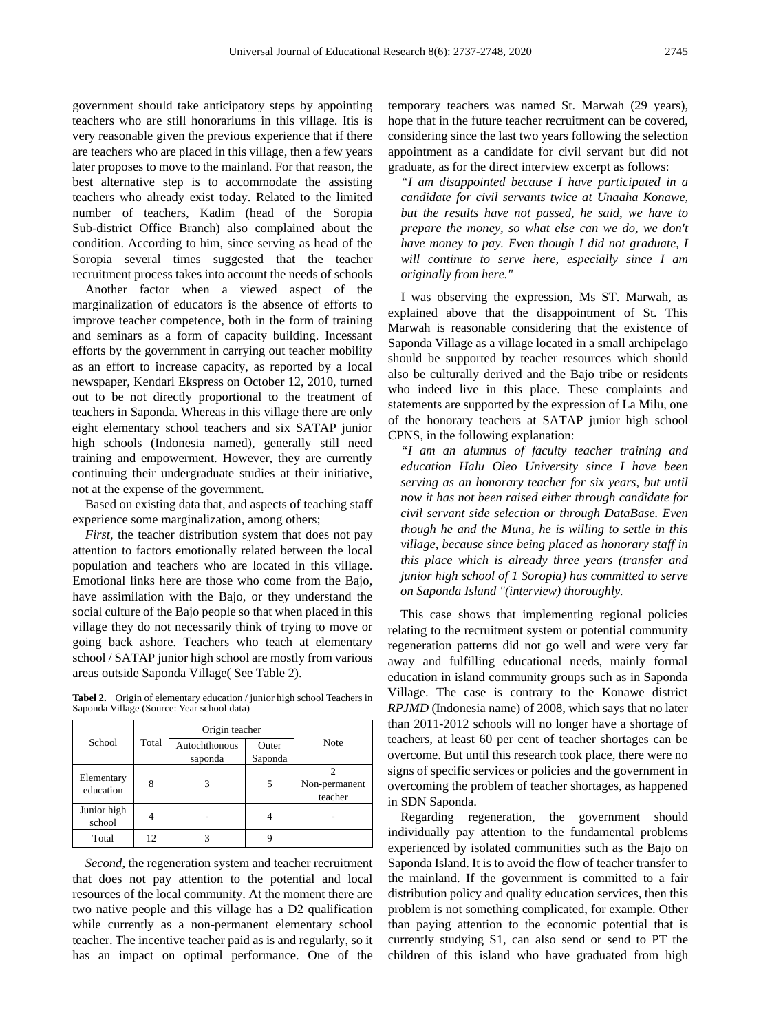government should take anticipatory steps by appointing teachers who are still honorariums in this village. Itis is very reasonable given the previous experience that if there are teachers who are placed in this village, then a few years later proposes to move to the mainland. For that reason, the best alternative step is to accommodate the assisting teachers who already exist today. Related to the limited number of teachers, Kadim (head of the Soropia Sub-district Office Branch) also complained about the condition. According to him, since serving as head of the Soropia several times suggested that the teacher recruitment process takes into account the needs of schools

Another factor when a viewed aspect of the marginalization of educators is the absence of efforts to improve teacher competence, both in the form of training and seminars as a form of capacity building. Incessant efforts by the government in carrying out teacher mobility as an effort to increase capacity, as reported by a local newspaper, Kendari Ekspress on October 12, 2010, turned out to be not directly proportional to the treatment of teachers in Saponda. Whereas in this village there are only eight elementary school teachers and six SATAP junior high schools (Indonesia named), generally still need training and empowerment. However, they are currently continuing their undergraduate studies at their initiative, not at the expense of the government.

Based on existing data that, and aspects of teaching staff experience some marginalization, among others;

*First*, the teacher distribution system that does not pay attention to factors emotionally related between the local population and teachers who are located in this village. Emotional links here are those who come from the Bajo, have assimilation with the Bajo, or they understand the social culture of the Bajo people so that when placed in this village they do not necessarily think of trying to move or going back ashore. Teachers who teach at elementary school / SATAP junior high school are mostly from various areas outside Saponda Village( See Table 2).

**Tabel 2.** Origin of elementary education / junior high school Teachers in Saponda Village (Source: Year school data)

| School | Total | Origin teacher | | Note |
|---|---|---|---|---|
| | | Autochthonous saponda | Outer Saponda | |
| Elementary education | 8 | 3 | 5 | 2 Non-permanent teacher |
| Junior high school | 4 | - | 4 | - |
| Total | 12 | 3 | 9 | |

*Second*, the regeneration system and teacher recruitment that does not pay attention to the potential and local resources of the local community. At the moment there are two native people and this village has a D2 qualification while currently as a non-permanent elementary school teacher. The incentive teacher paid as is and regularly, so it has an impact on optimal performance. One of the temporary teachers was named St. Marwah (29 years), hope that in the future teacher recruitment can be covered, considering since the last two years following the selection appointment as a candidate for civil servant but did not graduate, as for the direct interview excerpt as follows:

*"I am disappointed because I have participated in a candidate for civil servants twice at Unaaha Konawe, but the results have not passed, he said, we have to prepare the money, so what else can we do, we don't have money to pay. Even though I did not graduate, I will continue to serve here, especially since I am originally from here."*

I was observing the expression, Ms ST. Marwah, as explained above that the disappointment of St. This Marwah is reasonable considering that the existence of Saponda Village as a village located in a small archipelago should be supported by teacher resources which should also be culturally derived and the Bajo tribe or residents who indeed live in this place. These complaints and statements are supported by the expression of La Milu, one of the honorary teachers at SATAP junior high school CPNS, in the following explanation:

*"I am an alumnus of faculty teacher training and education Halu Oleo University since I have been serving as an honorary teacher for six years, but until now it has not been raised either through candidate for civil servant side selection or through DataBase. Even though he and the Muna, he is willing to settle in this village, because since being placed as honorary staff in this place which is already three years (transfer and junior high school of 1 Soropia) has committed to serve on Saponda Island "(interview) thoroughly.*

This case shows that implementing regional policies relating to the recruitment system or potential community regeneration patterns did not go well and were very far away and fulfilling educational needs, mainly formal education in island community groups such as in Saponda Village. The case is contrary to the Konawe district *RPJMD* (Indonesia name) of 2008, which says that no later than 2011-2012 schools will no longer have a shortage of teachers, at least 60 per cent of teacher shortages can be overcome. But until this research took place, there were no signs of specific services or policies and the government in overcoming the problem of teacher shortages, as happened in SDN Saponda.

Regarding regeneration, the government should individually pay attention to the fundamental problems experienced by isolated communities such as the Bajo on Saponda Island. It is to avoid the flow of teacher transfer to the mainland. If the government is committed to a fair distribution policy and quality education services, then this problem is not something complicated, for example. Other than paying attention to the economic potential that is currently studying S1, can also send or send to PT the children of this island who have graduated from high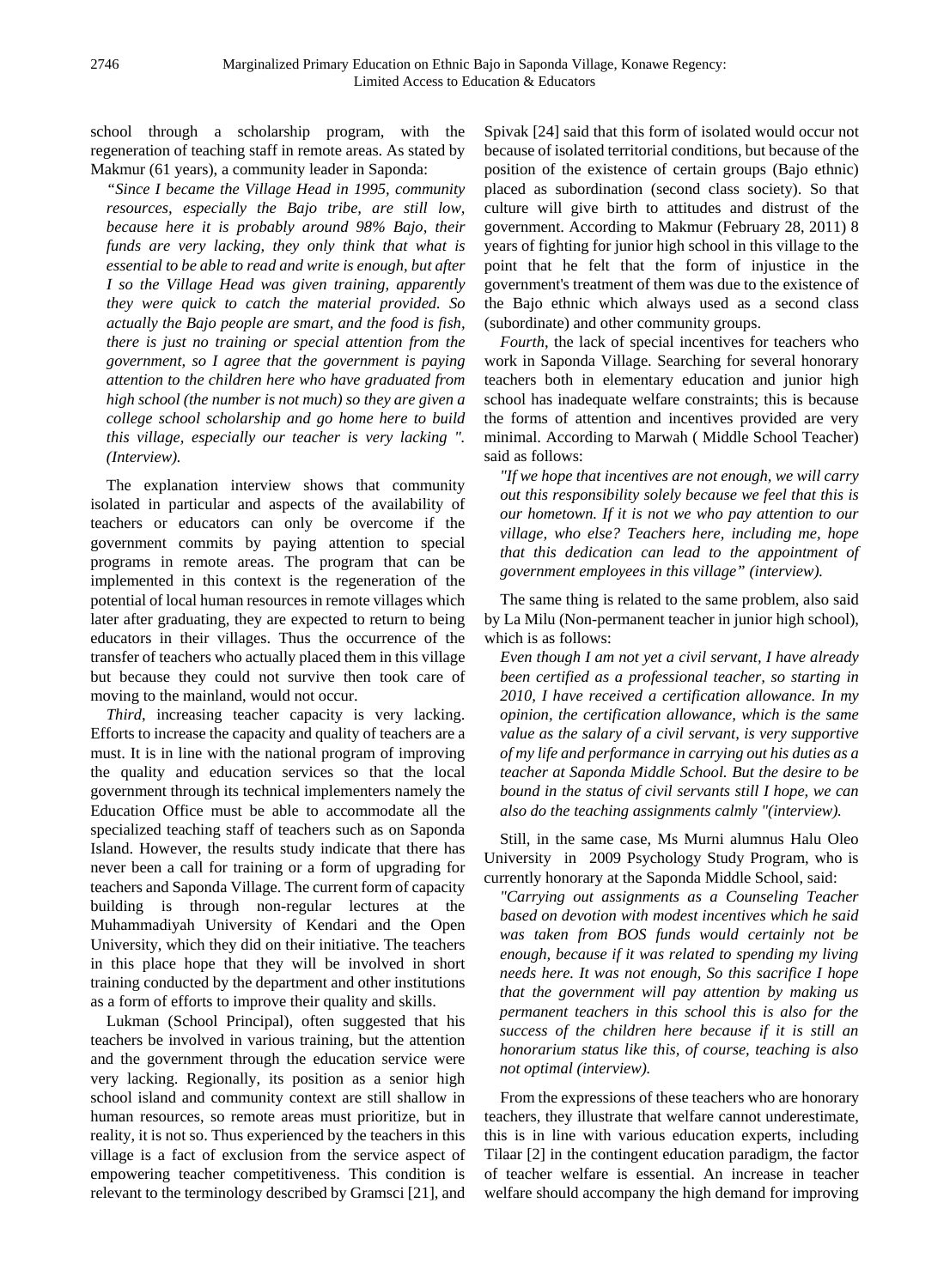school through a scholarship program, with the regeneration of teaching staff in remote areas. As stated by Makmur (61 years), a community leader in Saponda:

*"Since I became the Village Head in 1995, community resources, especially the Bajo tribe, are still low, because here it is probably around 98% Bajo, their funds are very lacking, they only think that what is essential to be able to read and write is enough, but after I so the Village Head was given training, apparently they were quick to catch the material provided. So actually the Bajo people are smart, and the food is fish, there is just no training or special attention from the government, so I agree that the government is paying attention to the children here who have graduated from high school (the number is not much) so they are given a college school scholarship and go home here to build this village, especially our teacher is very lacking ". (Interview).*

The explanation interview shows that community isolated in particular and aspects of the availability of teachers or educators can only be overcome if the government commits by paying attention to special programs in remote areas. The program that can be implemented in this context is the regeneration of the potential of local human resources in remote villages which later after graduating, they are expected to return to being educators in their villages. Thus the occurrence of the transfer of teachers who actually placed them in this village but because they could not survive then took care of moving to the mainland, would not occur.

*Third*, increasing teacher capacity is very lacking. Efforts to increase the capacity and quality of teachers are a must. It is in line with the national program of improving the quality and education services so that the local government through its technical implementers namely the Education Office must be able to accommodate all the specialized teaching staff of teachers such as on Saponda Island. However, the results study indicate that there has never been a call for training or a form of upgrading for teachers and Saponda Village. The current form of capacity building is through non-regular lectures at the Muhammadiyah University of Kendari and the Open University, which they did on their initiative. The teachers in this place hope that they will be involved in short training conducted by the department and other institutions as a form of efforts to improve their quality and skills.

Lukman (School Principal), often suggested that his teachers be involved in various training, but the attention and the government through the education service were very lacking. Regionally, its position as a senior high school island and community context are still shallow in human resources, so remote areas must prioritize, but in reality, it is not so. Thus experienced by the teachers in this village is a fact of exclusion from the service aspect of empowering teacher competitiveness. This condition is relevant to the terminology described by Gramsci [21], and Spivak [24] said that this form of isolated would occur not because of isolated territorial conditions, but because of the position of the existence of certain groups (Bajo ethnic) placed as subordination (second class society). So that culture will give birth to attitudes and distrust of the government. According to Makmur (February 28, 2011) 8 years of fighting for junior high school in this village to the point that he felt that the form of injustice in the government's treatment of them was due to the existence of the Bajo ethnic which always used as a second class (subordinate) and other community groups.

*Fourth*, the lack of special incentives for teachers who work in Saponda Village. Searching for several honorary teachers both in elementary education and junior high school has inadequate welfare constraints; this is because the forms of attention and incentives provided are very minimal. According to Marwah ( Middle School Teacher) said as follows:

*"If we hope that incentives are not enough, we will carry out this responsibility solely because we feel that this is our hometown. If it is not we who pay attention to our village, who else? Teachers here, including me, hope that this dedication can lead to the appointment of government employees in this village" (interview).*

The same thing is related to the same problem, also said by La Milu (Non-permanent teacher in junior high school), which is as follows:

*Even though I am not yet a civil servant, I have already been certified as a professional teacher, so starting in 2010, I have received a certification allowance. In my opinion, the certification allowance, which is the same value as the salary of a civil servant, is very supportive of my life and performance in carrying out his duties as a teacher at Saponda Middle School. But the desire to be bound in the status of civil servants still I hope, we can also do the teaching assignments calmly "(interview).*

Still, in the same case, Ms Murni alumnus Halu Oleo University in 2009 Psychology Study Program, who is currently honorary at the Saponda Middle School, said:

*"Carrying out assignments as a Counseling Teacher based on devotion with modest incentives which he said was taken from BOS funds would certainly not be enough, because if it was related to spending my living needs here. It was not enough, So this sacrifice I hope that the government will pay attention by making us permanent teachers in this school this is also for the success of the children here because if it is still an honorarium status like this, of course, teaching is also not optimal (interview).*

From the expressions of these teachers who are honorary teachers, they illustrate that welfare cannot underestimate, this is in line with various education experts, including Tilaar [2] in the contingent education paradigm, the factor of teacher welfare is essential. An increase in teacher welfare should accompany the high demand for improving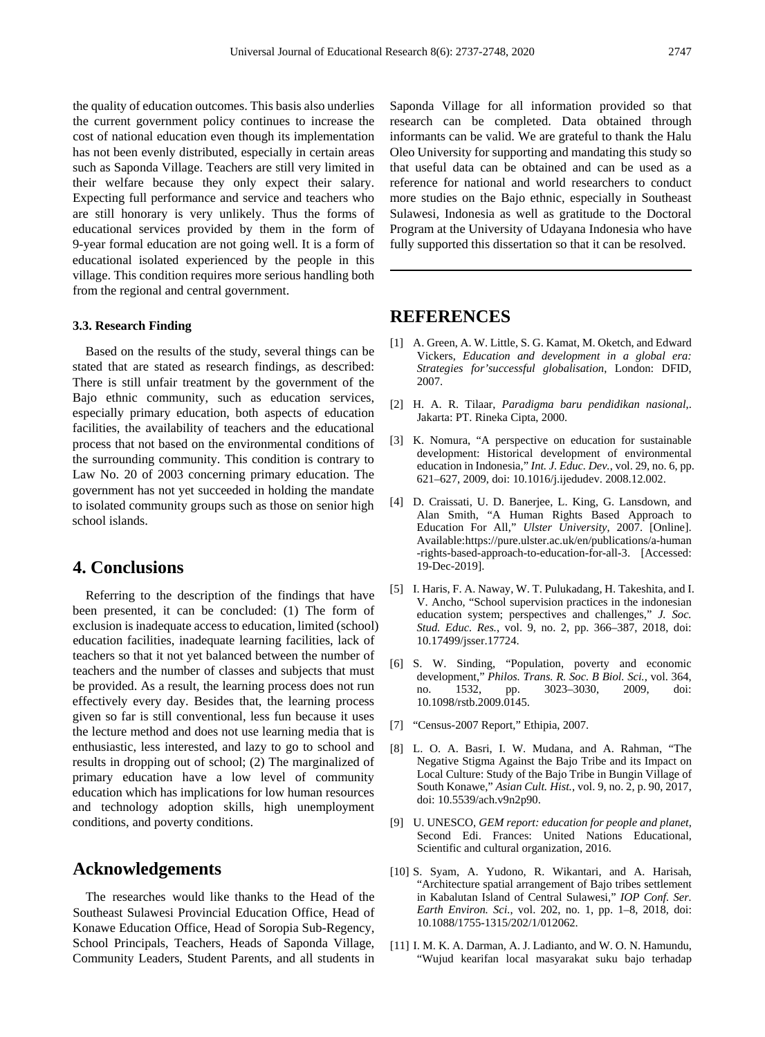the quality of education outcomes. This basis also underlies the current government policy continues to increase the cost of national education even though its implementation has not been evenly distributed, especially in certain areas such as Saponda Village. Teachers are still very limited in their welfare because they only expect their salary. Expecting full performance and service and teachers who are still honorary is very unlikely. Thus the forms of educational services provided by them in the form of 9-year formal education are not going well. It is a form of educational isolated experienced by the people in this village. This condition requires more serious handling both from the regional and central government.

### 3.3. Research Finding

Based on the results of the study, several things can be stated that are stated as research findings, as described: There is still unfair treatment by the government of the Bajo ethnic community, such as education services, especially primary education, both aspects of education facilities, the availability of teachers and the educational process that not based on the environmental conditions of the surrounding community. This condition is contrary to Law No. 20 of 2003 concerning primary education. The government has not yet succeeded in holding the mandate to isolated community groups such as those on senior high school islands.

## 4. Conclusions

Referring to the description of the findings that have been presented, it can be concluded: (1) The form of exclusion is inadequate access to education, limited (school) education facilities, inadequate learning facilities, lack of teachers so that it not yet balanced between the number of teachers and the number of classes and subjects that must be provided. As a result, the learning process does not run effectively every day. Besides that, the learning process given so far is still conventional, less fun because it uses the lecture method and does not use learning media that is enthusiastic, less interested, and lazy to go to school and results in dropping out of school; (2) The marginalized of primary education have a low level of community education which has implications for low human resources and technology adoption skills, high unemployment conditions, and poverty conditions.

## Acknowledgements

The researches would like thanks to the Head of the Southeast Sulawesi Provincial Education Office, Head of Konawe Education Office, Head of Soropia Sub-Regency, School Principals, Teachers, Heads of Saponda Village, Community Leaders, Student Parents, and all students in Saponda Village for all information provided so that research can be completed. Data obtained through informants can be valid. We are grateful to thank the Halu Oleo University for supporting and mandating this study so that useful data can be obtained and can be used as a reference for national and world researchers to conduct more studies on the Bajo ethnic, especially in Southeast Sulawesi, Indonesia as well as gratitude to the Doctoral Program at the University of Udayana Indonesia who have fully supported this dissertation so that it can be resolved.

## REFERENCES

[1] A. Green, A. W. Little, S. G. Kamat, M. Oketch, and Edward Vickers, *Education and development in a global era: Strategies for'successful globalisation*, London: DFID, 2007.

[2] H. A. R. Tilaar, *Paradigma baru pendidikan nasional,*. Jakarta: PT. Rineka Cipta, 2000.

[3] K. Nomura, "A perspective on education for sustainable development: Historical development of environmental education in Indonesia," *Int. J. Educ. Dev.*, vol. 29, no. 6, pp. 621–627, 2009, doi: 10.1016/j.ijedudev. 2008.12.002.

[4] D. Craissati, U. D. Banerjee, L. King, G. Lansdown, and Alan Smith, "A Human Rights Based Approach to Education For All," *Ulster University*, 2007. [Online]. Available:https://pure.ulster.ac.uk/en/publications/a-human-rights-based-approach-to-education-for-all-3. [Accessed: 19-Dec-2019].

[5] I. Haris, F. A. Naway, W. T. Pulukadang, H. Takeshita, and I. V. Ancho, "School supervision practices in the indonesian education system; perspectives and challenges," *J. Soc. Stud. Educ. Res.*, vol. 9, no. 2, pp. 366–387, 2018, doi: 10.17499/jsser.17724.

[6] S. W. Sinding, "Population, poverty and economic development," *Philos. Trans. R. Soc. B Biol. Sci.*, vol. 364, no. 1532, pp. 3023–3030, 2009, doi: 10.1098/rstb.2009.0145.

[7] "Census-2007 Report," Ethipia, 2007.

[8] L. O. A. Basri, I. W. Mudana, and A. Rahman, "The Negative Stigma Against the Bajo Tribe and its Impact on Local Culture: Study of the Bajo Tribe in Bungin Village of South Konawe," *Asian Cult. Hist.*, vol. 9, no. 2, p. 90, 2017, doi: 10.5539/ach.v9n2p90.

[9] U. UNESCO, *GEM report: education for people and planet*, Second Edi. Frances: United Nations Educational, Scientific and cultural organization, 2016.

[10] S. Syam, A. Yudono, R. Wikantari, and A. Harisah, "Architecture spatial arrangement of Bajo tribes settlement in Kabalutan Island of Central Sulawesi," *IOP Conf. Ser. Earth Environ. Sci.*, vol. 202, no. 1, pp. 1–8, 2018, doi: 10.1088/1755-1315/202/1/012062.

[11] I. M. K. A. Darman, A. J. Ladianto, and W. O. N. Hamundu, "Wujud kearifan local masyarakat suku bajo terhadap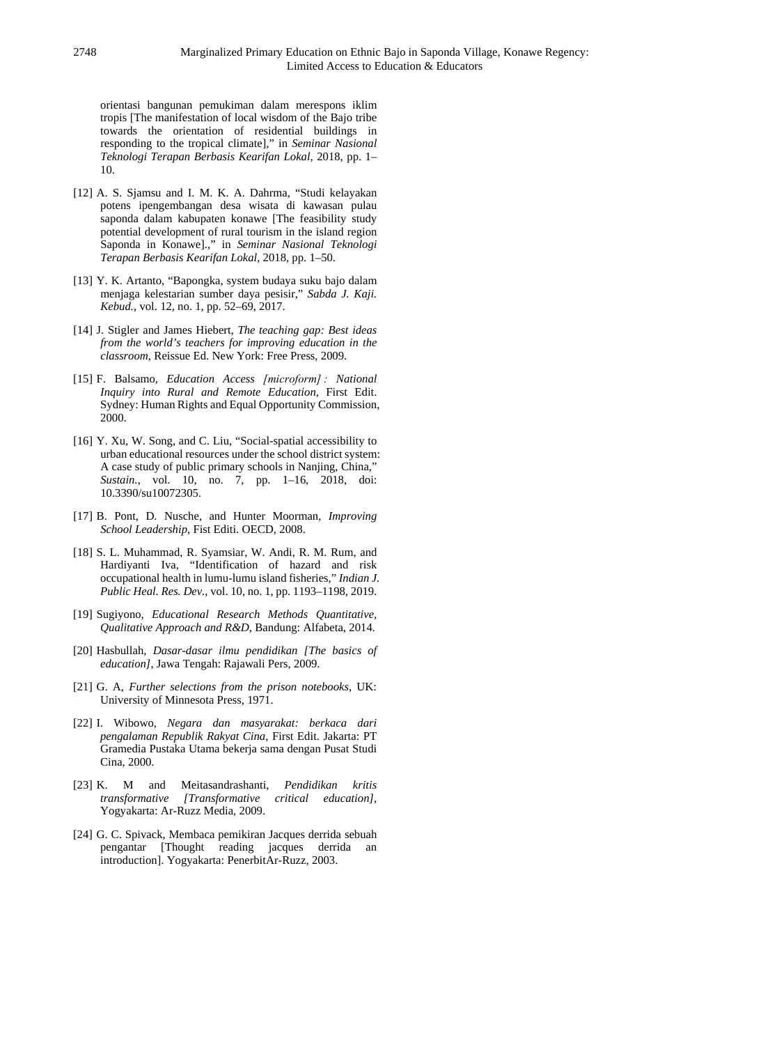orientasi bangunan pemukiman dalam merespons iklim tropis [The manifestation of local wisdom of the Bajo tribe towards the orientation of residential buildings in responding to the tropical climate]," in *Seminar Nasional Teknologi Terapan Berbasis Kearifan Lokal*, 2018, pp. 1–10.

[12] A. S. Sjamsu and I. M. K. A. Dahrma, "Studi kelayakan potens ipengembangan desa wisata di kawasan pulau saponda dalam kabupaten konawe [The feasibility study potential development of rural tourism in the island region Saponda in Konawe].," in *Seminar Nasional Teknologi Terapan Berbasis Kearifan Lokal*, 2018, pp. 1–50.

[13] Y. K. Artanto, "Bapongka, system budaya suku bajo dalam menjaga kelestarian sumber daya pesisir," *Sabda J. Kaji. Kebud.*, vol. 12, no. 1, pp. 52–69, 2017.

[14] J. Stigler and James Hiebert, *The teaching gap: Best ideas from the world's teachers for improving education in the classroom*, Reissue Ed. New York: Free Press, 2009.

[15] F. Balsamo, *Education Access [microform] : National Inquiry into Rural and Remote Education*, First Edit. Sydney: Human Rights and Equal Opportunity Commission, 2000.

[16] Y. Xu, W. Song, and C. Liu, "Social-spatial accessibility to urban educational resources under the school district system: A case study of public primary schools in Nanjing, China," *Sustain.*, vol. 10, no. 7, pp. 1–16, 2018, doi: 10.3390/su10072305.

[17] B. Pont, D. Nusche, and Hunter Moorman, *Improving School Leadership*, Fist Editi. OECD, 2008.

[18] S. L. Muhammad, R. Syamsiar, W. Andi, R. M. Rum, and Hardiyanti Iva, "Identification of hazard and risk occupational health in lumu-lumu island fisheries," *Indian J. Public Heal. Res. Dev.*, vol. 10, no. 1, pp. 1193–1198, 2019.

[19] Sugiyono, *Educational Research Methods Quantitative, Qualitative Approach and R&D*, Bandung: Alfabeta, 2014.

[20] Hasbullah, *Dasar-dasar ilmu pendidikan [The basics of education]*, Jawa Tengah: Rajawali Pers, 2009.

[21] G. A, *Further selections from the prison notebooks*, UK: University of Minnesota Press, 1971.

[22] I. Wibowo, *Negara dan masyarakat: berkaca dari pengalaman Republik Rakyat Cina*, First Edit. Jakarta: PT Gramedia Pustaka Utama bekerja sama dengan Pusat Studi Cina, 2000.

[23] K. M and Meitasandrashanti, *Pendidikan kritis transformative [Transformative critical education]*, Yogyakarta: Ar-Ruzz Media, 2009.

[24] G. C. Spivack, Membaca pemikiran Jacques derrida sebuah pengantar [Thought reading jacques derrida an introduction]. Yogyakarta: PenerbitAr-Ruzz, 2003.